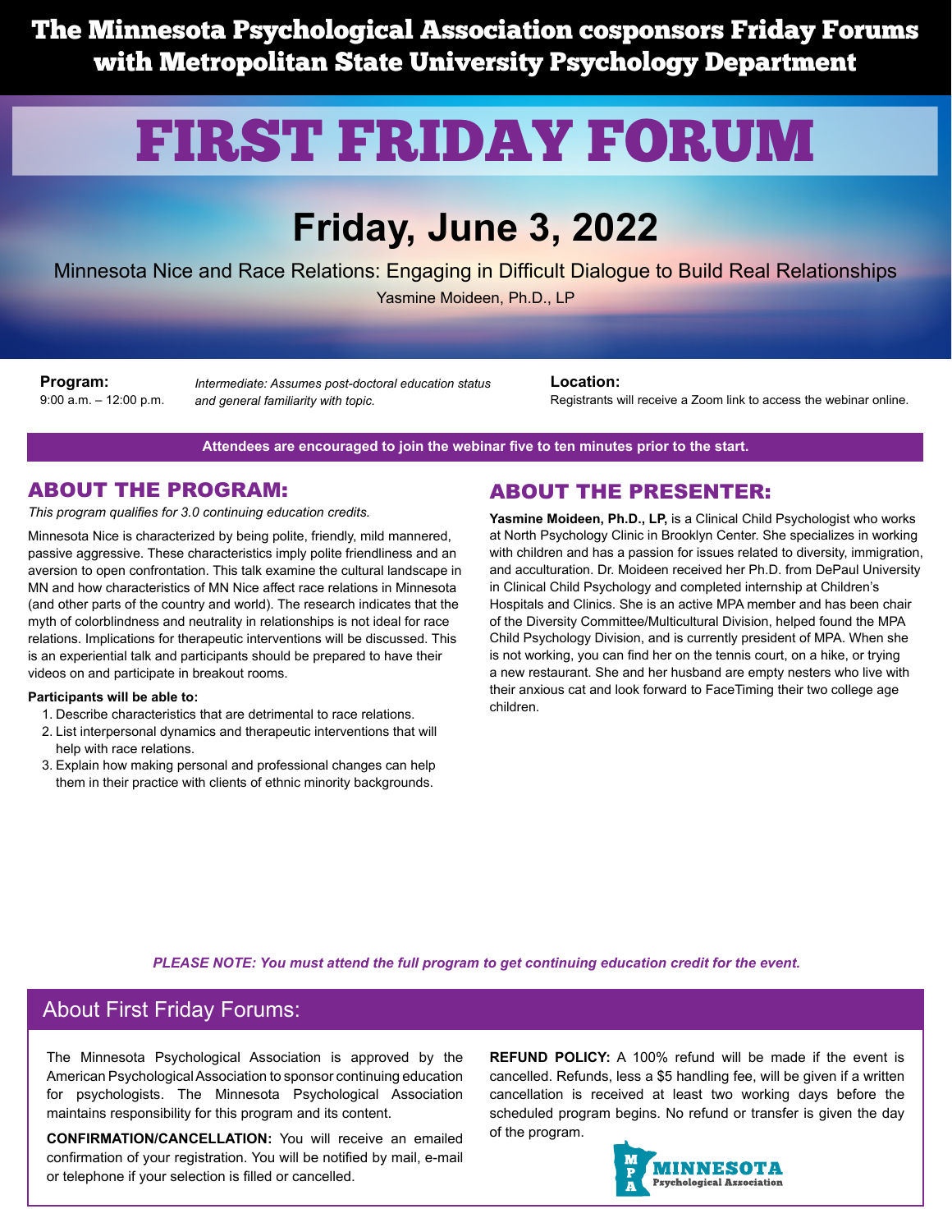**The Minnesota Psychological Association cosponsors Friday Forums with Metropolitan State University Psychology Department**

# FIRST FRIDAY FORUM

## Friday, June 3, 2022

Minnesota Nice and Race Relations: Engaging in Difficult Dialogue to Build Real Relationships

Yasmine Moideen, Ph.D., LP

**Program:**
9:00 a.m. – 12:00 p.m.

*Intermediate: Assumes post-doctoral education status and general familiarity with topic.*

**Location:**
Registrants will receive a Zoom link to access the webinar online.

**Attendees are encouraged to join the webinar five to ten minutes prior to the start.**

## ABOUT THE PROGRAM:

*This program qualifies for 3.0 continuing education credits.*

Minnesota Nice is characterized by being polite, friendly, mild mannered, passive aggressive. These characteristics imply polite friendliness and an aversion to open confrontation. This talk examine the cultural landscape in MN and how characteristics of MN Nice affect race relations in Minnesota (and other parts of the country and world). The research indicates that the myth of colorblindness and neutrality in relationships is not ideal for race relations. Implications for therapeutic interventions will be discussed. This is an experiential talk and participants should be prepared to have their videos on and participate in breakout rooms.

**Participants will be able to:**

1. Describe characteristics that are detrimental to race relations.
2. List interpersonal dynamics and therapeutic interventions that will help with race relations.
3. Explain how making personal and professional changes can help them in their practice with clients of ethnic minority backgrounds.

## ABOUT THE PRESENTER:

**Yasmine Moideen, Ph.D., LP,** is a Clinical Child Psychologist who works at North Psychology Clinic in Brooklyn Center. She specializes in working with children and has a passion for issues related to diversity, immigration, and acculturation. Dr. Moideen received her Ph.D. from DePaul University in Clinical Child Psychology and completed internship at Children's Hospitals and Clinics. She is an active MPA member and has been chair of the Diversity Committee/Multicultural Division, helped found the MPA Child Psychology Division, and is currently president of MPA. When she is not working, you can find her on the tennis court, on a hike, or trying a new restaurant. She and her husband are empty nesters who live with their anxious cat and look forward to FaceTiming their two college age children.

***PLEASE NOTE: You must attend the full program to get continuing education credit for the event.***

## About First Friday Forums:

The Minnesota Psychological Association is approved by the American Psychological Association to sponsor continuing education for psychologists. The Minnesota Psychological Association maintains responsibility for this program and its content.

**CONFIRMATION/CANCELLATION:** You will receive an emailed confirmation of your registration. You will be notified by mail, e-mail or telephone if your selection is filled or cancelled.

**REFUND POLICY:** A 100% refund will be made if the event is cancelled. Refunds, less a $5 handling fee, will be given if a written cancellation is received at least two working days before the scheduled program begins. No refund or transfer is given the day of the program.

MPA MINNESOTA Psychological Association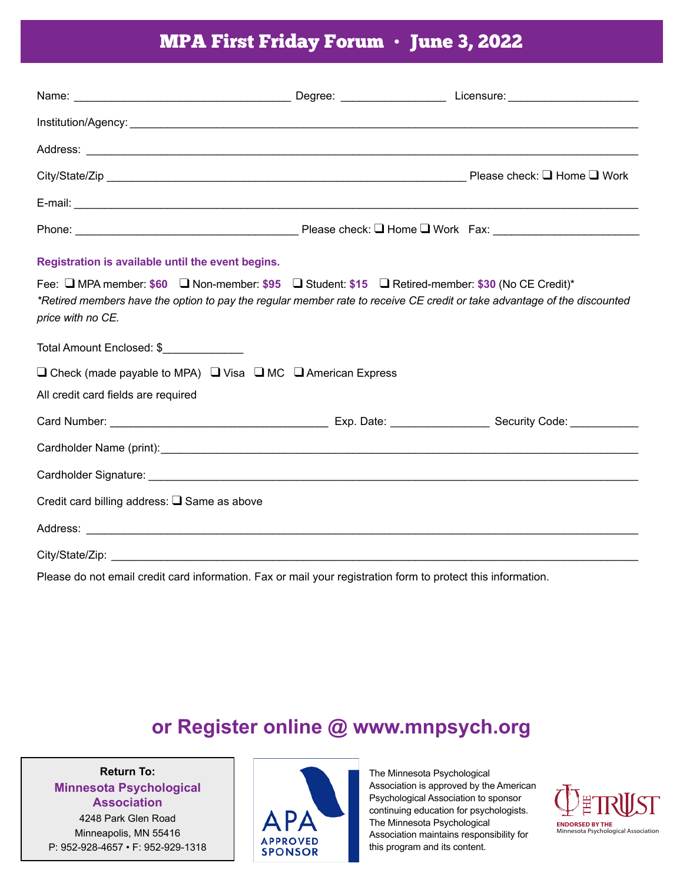# MPA First Friday Forum • June 3, 2022

Name: ___________________________________ Degree: ________________ Licensure: _____________________

Institution/Agency: ___________________________________________________________________________________

Address: _____________________________________________________________________________________________

City/State/Zip ___________________________________________________________ Please check: ❑ Home ❑ Work

E-mail: ______________________________________________________________________________________________

Phone: ____________________________________ Please check: ❑ Home ❑ Work Fax: _______________________

**Registration is available until the event begins.**

Fee: ❑ MPA member: **$60** ❑ Non-member: **$95** ❑ Student: **$15** ❑ Retired-member: **$30** (No CE Credit)*

*\*Retired members have the option to pay the regular member rate to receive CE credit or take advantage of the discounted price with no CE.*

Total Amount Enclosed: $_____________

❑ Check (made payable to MPA) ❑ Visa ❑ MC ❑ American Express

All credit card fields are required

Card Number: ___________________________________ Exp. Date: ________________ Security Code: ___________

Cardholder Name (print): _____________________________________________________________________________

Cardholder Signature: _________________________________________________________________________________

Credit card billing address: ❑ Same as above

Address: _____________________________________________________________________________________________

City/State/Zip: _______________________________________________________________________________________

Please do not email credit card information. Fax or mail your registration form to protect this information.

## or Register online @ www.mnpsych.org

**Return To:**
**Minnesota Psychological Association**
4248 Park Glen Road
Minneapolis, MN 55416
P: 952-928-4657 • F: 952-929-1318

APA APPROVED SPONSOR

The Minnesota Psychological Association is approved by the American Psychological Association to sponsor continuing education for psychologists. The Minnesota Psychological Association maintains responsibility for this program and its content.

THE TRUST
ENDORSED BY THE Minnesota Psychological Association